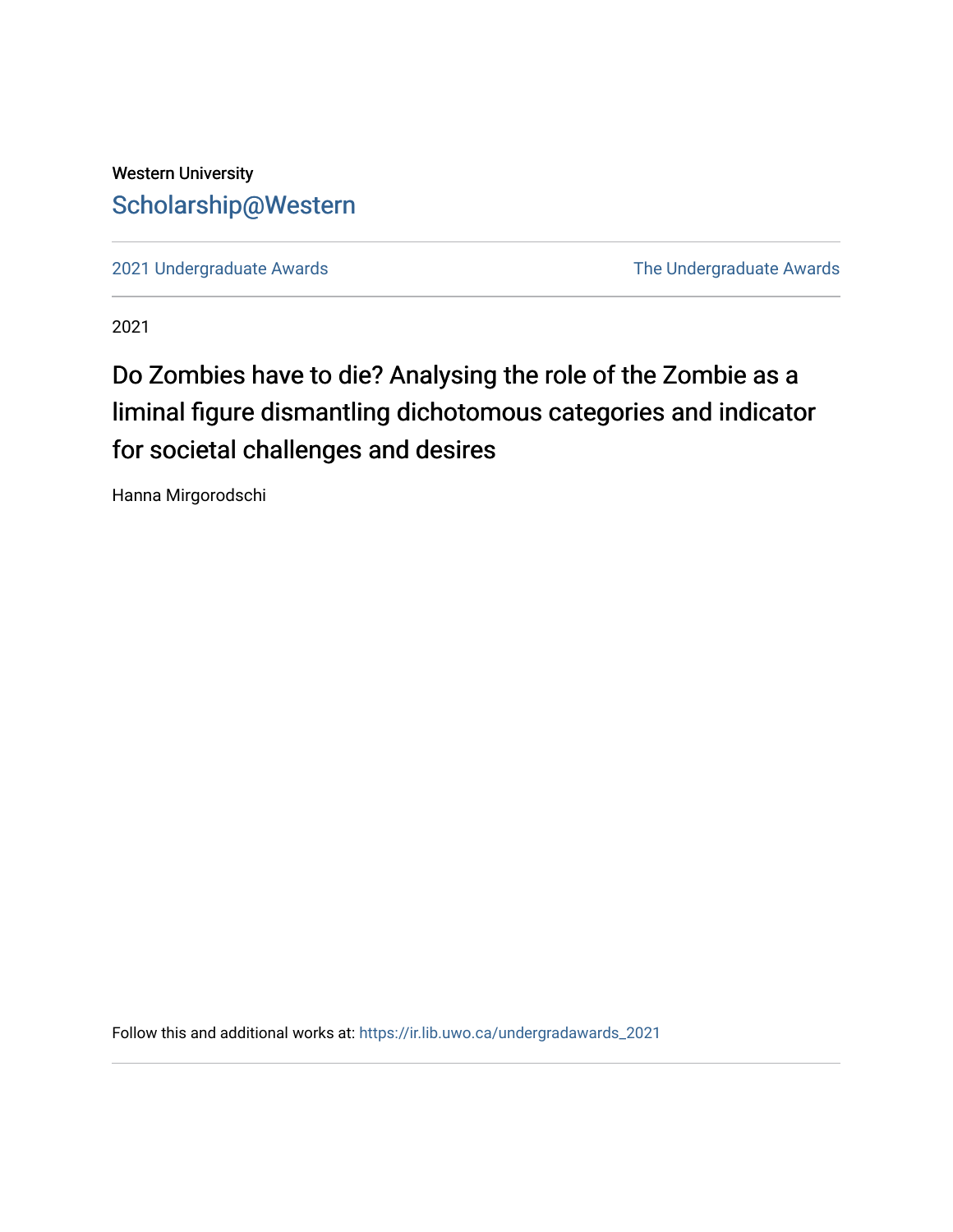Western University

Scholarship@Western

2021 Undergraduate Awards

The Undergraduate Awards

2021

# Do Zombies have to die? Analysing the role of the Zombie as a liminal figure dismantling dichotomous categories and indicator for societal challenges and desires

Hanna Mirgorodschi

Follow this and additional works at: https://ir.lib.uwo.ca/undergradawards_2021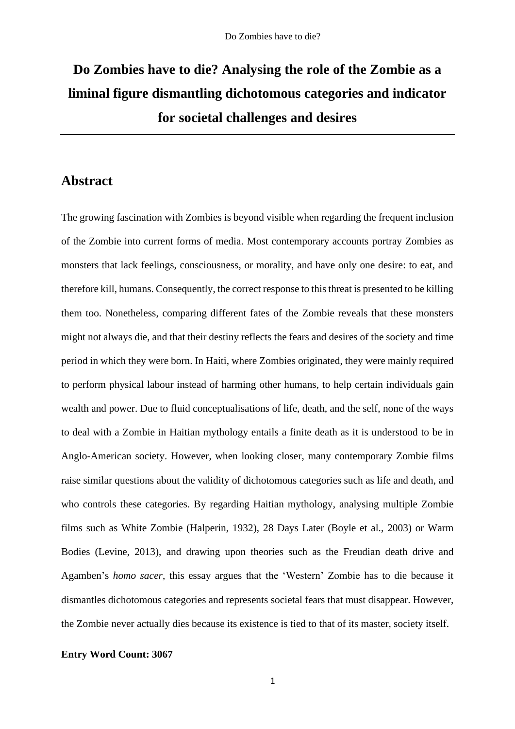# Do Zombies have to die? Analysing the role of the Zombie as a liminal figure dismantling dichotomous categories and indicator for societal challenges and desires

## Abstract

The growing fascination with Zombies is beyond visible when regarding the frequent inclusion of the Zombie into current forms of media. Most contemporary accounts portray Zombies as monsters that lack feelings, consciousness, or morality, and have only one desire: to eat, and therefore kill, humans. Consequently, the correct response to this threat is presented to be killing them too. Nonetheless, comparing different fates of the Zombie reveals that these monsters might not always die, and that their destiny reflects the fears and desires of the society and time period in which they were born. In Haiti, where Zombies originated, they were mainly required to perform physical labour instead of harming other humans, to help certain individuals gain wealth and power. Due to fluid conceptualisations of life, death, and the self, none of the ways to deal with a Zombie in Haitian mythology entails a finite death as it is understood to be in Anglo-American society. However, when looking closer, many contemporary Zombie films raise similar questions about the validity of dichotomous categories such as life and death, and who controls these categories. By regarding Haitian mythology, analysing multiple Zombie films such as White Zombie (Halperin, 1932), 28 Days Later (Boyle et al., 2003) or Warm Bodies (Levine, 2013), and drawing upon theories such as the Freudian death drive and Agamben's *homo sacer*, this essay argues that the 'Western' Zombie has to die because it dismantles dichotomous categories and represents societal fears that must disappear. However, the Zombie never actually dies because its existence is tied to that of its master, society itself.

**Entry Word Count: 3067**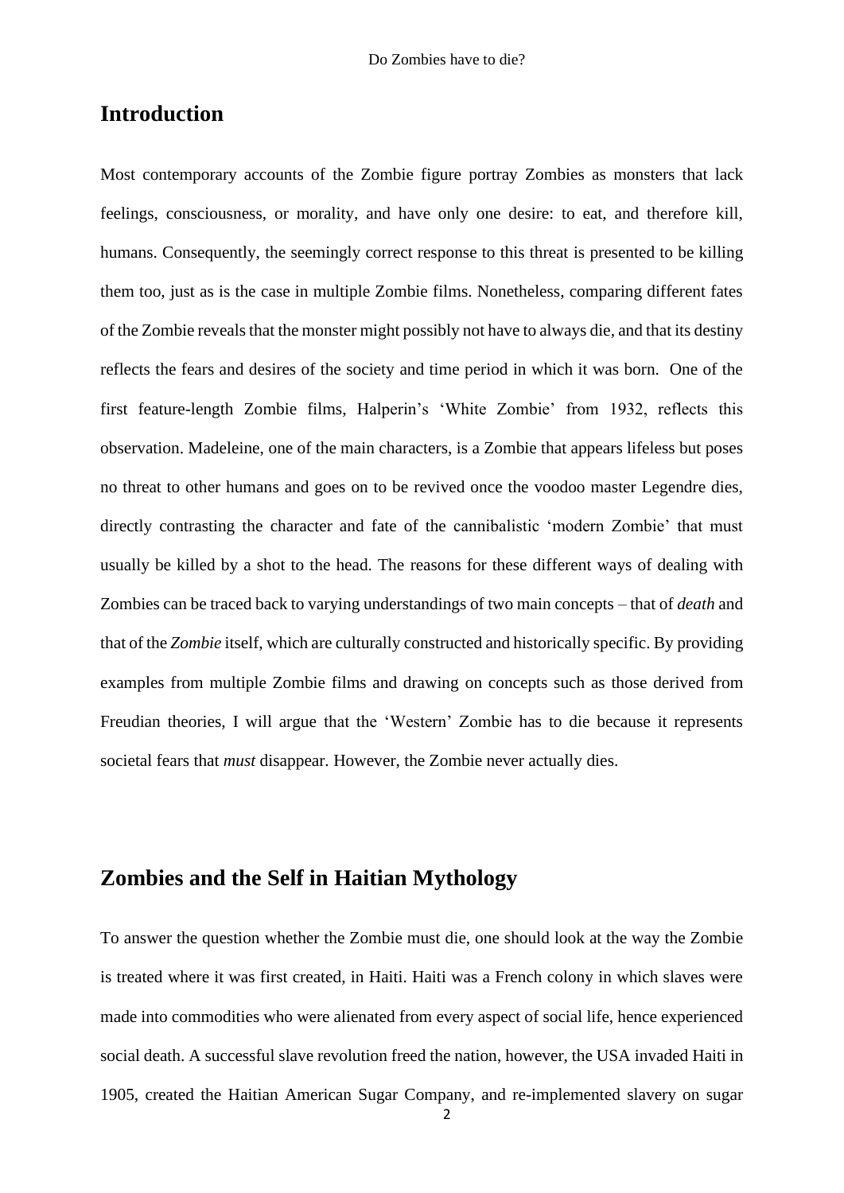## Introduction

Most contemporary accounts of the Zombie figure portray Zombies as monsters that lack feelings, consciousness, or morality, and have only one desire: to eat, and therefore kill, humans. Consequently, the seemingly correct response to this threat is presented to be killing them too, just as is the case in multiple Zombie films. Nonetheless, comparing different fates of the Zombie reveals that the monster might possibly not have to always die, and that its destiny reflects the fears and desires of the society and time period in which it was born. One of the first feature-length Zombie films, Halperin's 'White Zombie' from 1932, reflects this observation. Madeleine, one of the main characters, is a Zombie that appears lifeless but poses no threat to other humans and goes on to be revived once the voodoo master Legendre dies, directly contrasting the character and fate of the cannibalistic 'modern Zombie' that must usually be killed by a shot to the head. The reasons for these different ways of dealing with Zombies can be traced back to varying understandings of two main concepts – that of *death* and that of the *Zombie* itself, which are culturally constructed and historically specific. By providing examples from multiple Zombie films and drawing on concepts such as those derived from Freudian theories, I will argue that the 'Western' Zombie has to die because it represents societal fears that *must* disappear. However, the Zombie never actually dies.

## Zombies and the Self in Haitian Mythology

To answer the question whether the Zombie must die, one should look at the way the Zombie is treated where it was first created, in Haiti. Haiti was a French colony in which slaves were made into commodities who were alienated from every aspect of social life, hence experienced social death. A successful slave revolution freed the nation, however, the USA invaded Haiti in 1905, created the Haitian American Sugar Company, and re-implemented slavery on sugar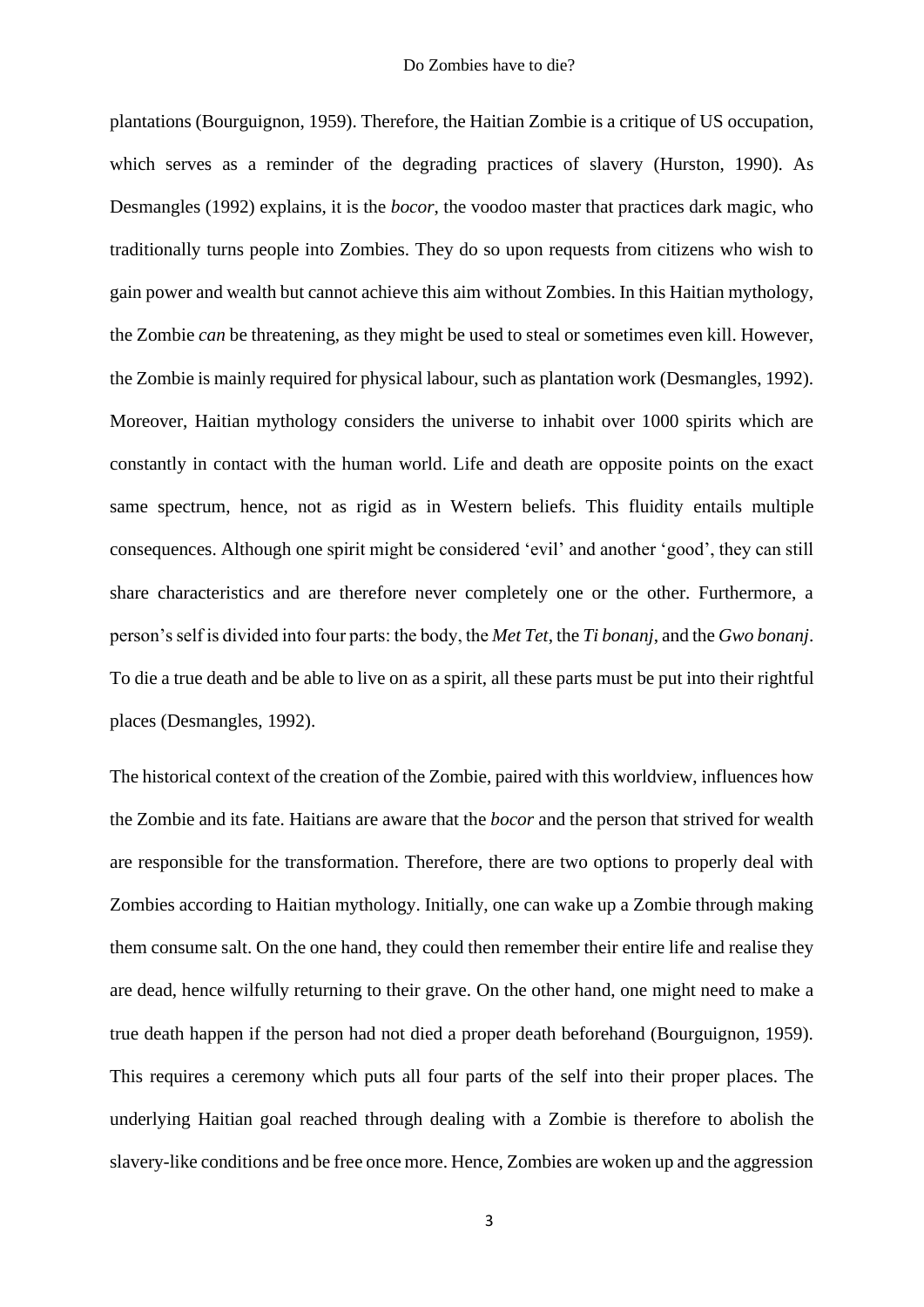plantations (Bourguignon, 1959). Therefore, the Haitian Zombie is a critique of US occupation, which serves as a reminder of the degrading practices of slavery (Hurston, 1990). As Desmangles (1992) explains, it is the *bocor*, the voodoo master that practices dark magic, who traditionally turns people into Zombies. They do so upon requests from citizens who wish to gain power and wealth but cannot achieve this aim without Zombies. In this Haitian mythology, the Zombie *can* be threatening, as they might be used to steal or sometimes even kill. However, the Zombie is mainly required for physical labour, such as plantation work (Desmangles, 1992). Moreover, Haitian mythology considers the universe to inhabit over 1000 spirits which are constantly in contact with the human world. Life and death are opposite points on the exact same spectrum, hence, not as rigid as in Western beliefs. This fluidity entails multiple consequences. Although one spirit might be considered 'evil' and another 'good', they can still share characteristics and are therefore never completely one or the other. Furthermore, a person's self is divided into four parts: the body, the *Met Tet*, the *Ti bonanj*, and the *Gwo bonanj*. To die a true death and be able to live on as a spirit, all these parts must be put into their rightful places (Desmangles, 1992).

The historical context of the creation of the Zombie, paired with this worldview, influences how the Zombie and its fate. Haitians are aware that the *bocor* and the person that strived for wealth are responsible for the transformation. Therefore, there are two options to properly deal with Zombies according to Haitian mythology. Initially, one can wake up a Zombie through making them consume salt. On the one hand, they could then remember their entire life and realise they are dead, hence wilfully returning to their grave. On the other hand, one might need to make a true death happen if the person had not died a proper death beforehand (Bourguignon, 1959). This requires a ceremony which puts all four parts of the self into their proper places. The underlying Haitian goal reached through dealing with a Zombie is therefore to abolish the slavery-like conditions and be free once more. Hence, Zombies are woken up and the aggression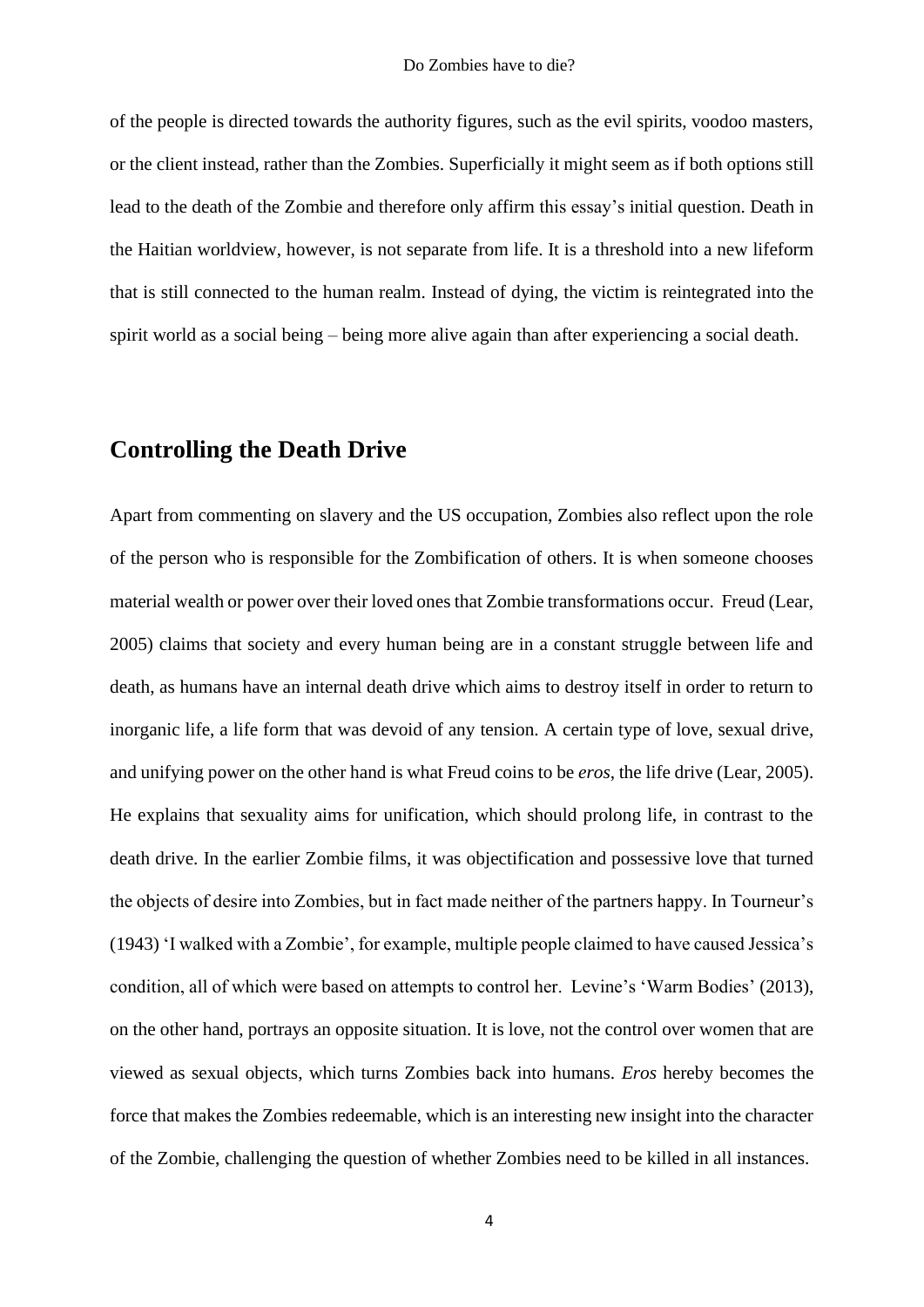of the people is directed towards the authority figures, such as the evil spirits, voodoo masters, or the client instead, rather than the Zombies. Superficially it might seem as if both options still lead to the death of the Zombie and therefore only affirm this essay's initial question. Death in the Haitian worldview, however, is not separate from life. It is a threshold into a new lifeform that is still connected to the human realm. Instead of dying, the victim is reintegrated into the spirit world as a social being – being more alive again than after experiencing a social death.

## Controlling the Death Drive

Apart from commenting on slavery and the US occupation, Zombies also reflect upon the role of the person who is responsible for the Zombification of others. It is when someone chooses material wealth or power over their loved ones that Zombie transformations occur. Freud (Lear, 2005) claims that society and every human being are in a constant struggle between life and death, as humans have an internal death drive which aims to destroy itself in order to return to inorganic life, a life form that was devoid of any tension. A certain type of love, sexual drive, and unifying power on the other hand is what Freud coins to be *eros*, the life drive (Lear, 2005). He explains that sexuality aims for unification, which should prolong life, in contrast to the death drive. In the earlier Zombie films, it was objectification and possessive love that turned the objects of desire into Zombies, but in fact made neither of the partners happy. In Tourneur's (1943) 'I walked with a Zombie', for example, multiple people claimed to have caused Jessica's condition, all of which were based on attempts to control her. Levine's 'Warm Bodies' (2013), on the other hand, portrays an opposite situation. It is love, not the control over women that are viewed as sexual objects, which turns Zombies back into humans. *Eros* hereby becomes the force that makes the Zombies redeemable, which is an interesting new insight into the character of the Zombie, challenging the question of whether Zombies need to be killed in all instances.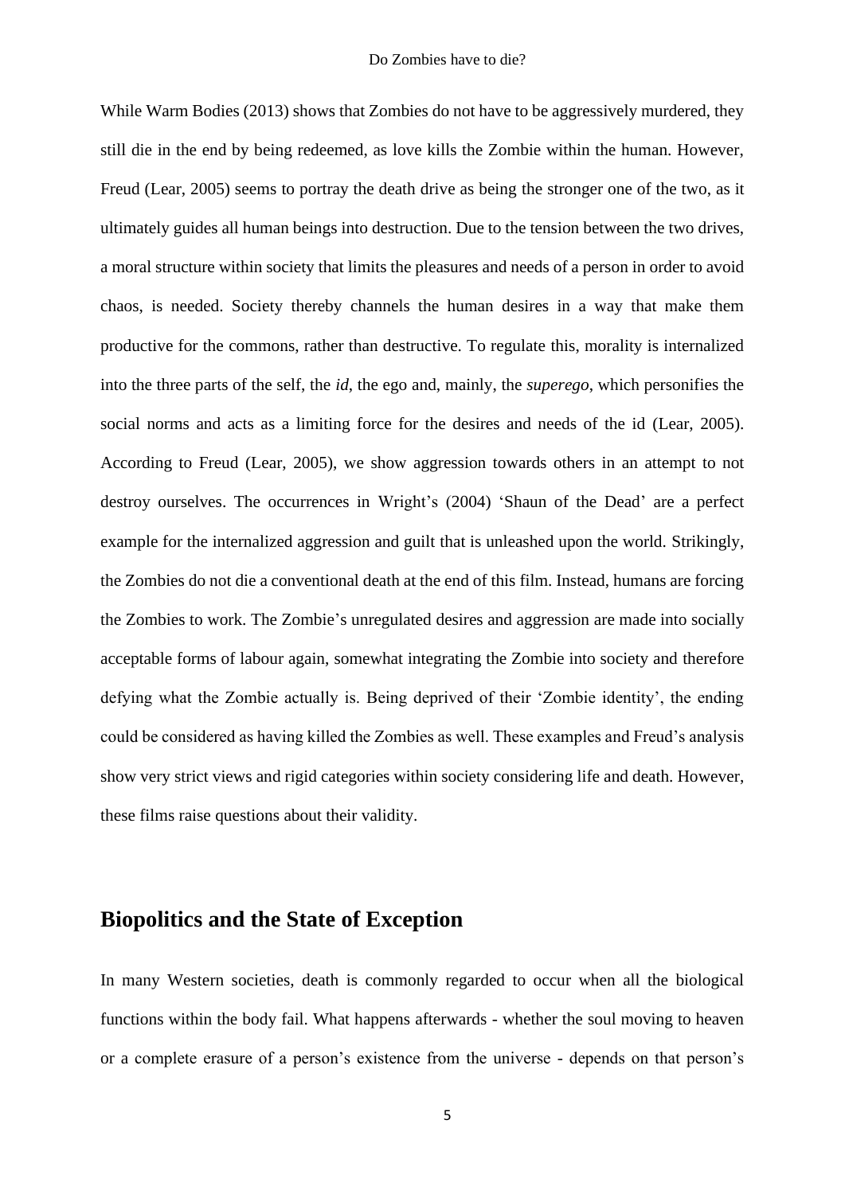While Warm Bodies (2013) shows that Zombies do not have to be aggressively murdered, they still die in the end by being redeemed, as love kills the Zombie within the human. However, Freud (Lear, 2005) seems to portray the death drive as being the stronger one of the two, as it ultimately guides all human beings into destruction. Due to the tension between the two drives, a moral structure within society that limits the pleasures and needs of a person in order to avoid chaos, is needed. Society thereby channels the human desires in a way that make them productive for the commons, rather than destructive. To regulate this, morality is internalized into the three parts of the self, the *id*, the ego and, mainly, the *superego*, which personifies the social norms and acts as a limiting force for the desires and needs of the id (Lear, 2005). According to Freud (Lear, 2005), we show aggression towards others in an attempt to not destroy ourselves. The occurrences in Wright's (2004) 'Shaun of the Dead' are a perfect example for the internalized aggression and guilt that is unleashed upon the world. Strikingly, the Zombies do not die a conventional death at the end of this film. Instead, humans are forcing the Zombies to work. The Zombie's unregulated desires and aggression are made into socially acceptable forms of labour again, somewhat integrating the Zombie into society and therefore defying what the Zombie actually is. Being deprived of their 'Zombie identity', the ending could be considered as having killed the Zombies as well. These examples and Freud's analysis show very strict views and rigid categories within society considering life and death. However, these films raise questions about their validity.

## Biopolitics and the State of Exception

In many Western societies, death is commonly regarded to occur when all the biological functions within the body fail. What happens afterwards - whether the soul moving to heaven or a complete erasure of a person's existence from the universe - depends on that person's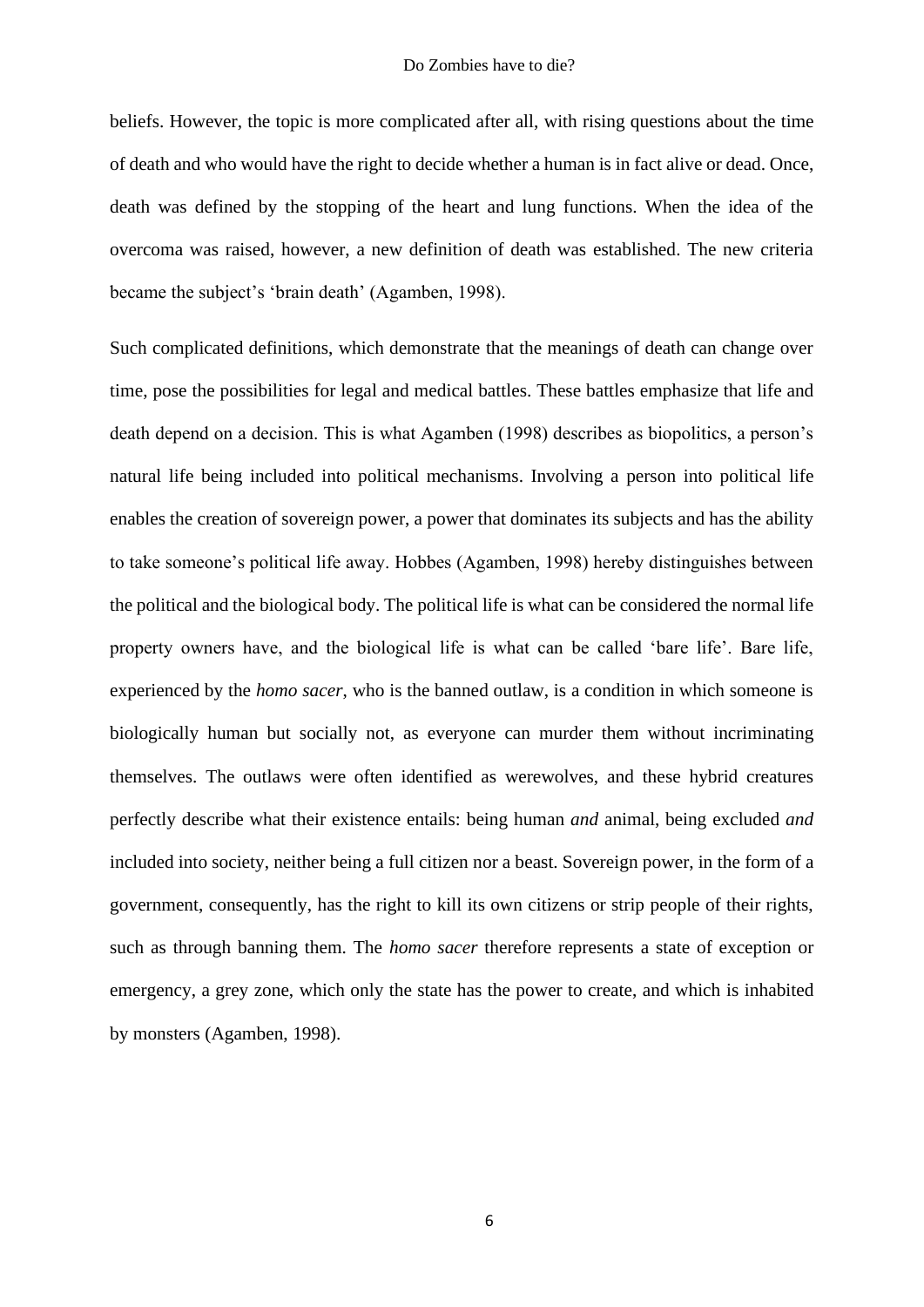beliefs. However, the topic is more complicated after all, with rising questions about the time of death and who would have the right to decide whether a human is in fact alive or dead. Once, death was defined by the stopping of the heart and lung functions. When the idea of the overcoma was raised, however, a new definition of death was established. The new criteria became the subject's 'brain death' (Agamben, 1998).

Such complicated definitions, which demonstrate that the meanings of death can change over time, pose the possibilities for legal and medical battles. These battles emphasize that life and death depend on a decision. This is what Agamben (1998) describes as biopolitics, a person's natural life being included into political mechanisms. Involving a person into political life enables the creation of sovereign power, a power that dominates its subjects and has the ability to take someone's political life away. Hobbes (Agamben, 1998) hereby distinguishes between the political and the biological body. The political life is what can be considered the normal life property owners have, and the biological life is what can be called 'bare life'. Bare life, experienced by the *homo sacer*, who is the banned outlaw, is a condition in which someone is biologically human but socially not, as everyone can murder them without incriminating themselves. The outlaws were often identified as werewolves, and these hybrid creatures perfectly describe what their existence entails: being human *and* animal, being excluded *and* included into society, neither being a full citizen nor a beast. Sovereign power, in the form of a government, consequently, has the right to kill its own citizens or strip people of their rights, such as through banning them. The *homo sacer* therefore represents a state of exception or emergency, a grey zone, which only the state has the power to create, and which is inhabited by monsters (Agamben, 1998).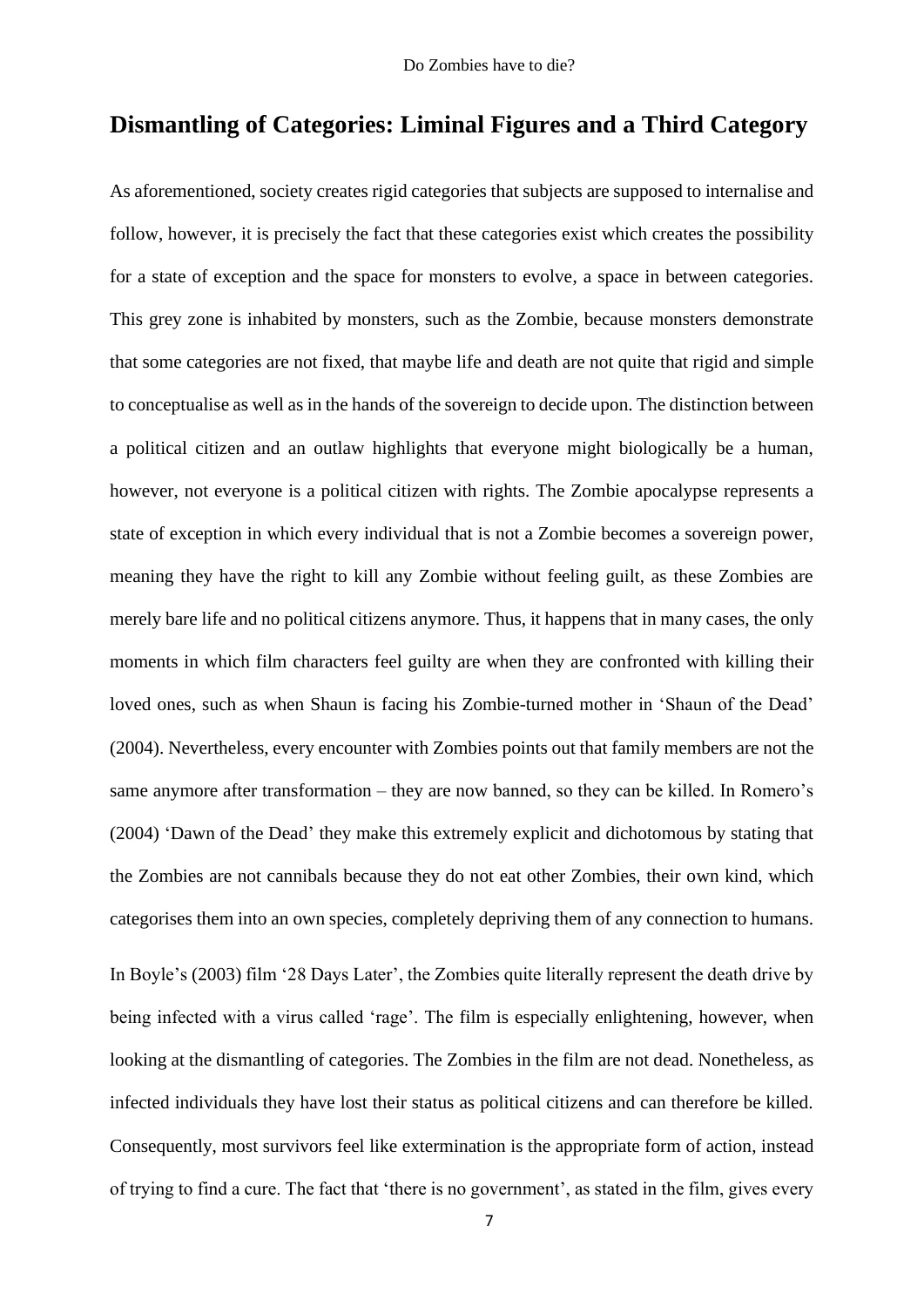## Dismantling of Categories: Liminal Figures and a Third Category

As aforementioned, society creates rigid categories that subjects are supposed to internalise and follow, however, it is precisely the fact that these categories exist which creates the possibility for a state of exception and the space for monsters to evolve, a space in between categories. This grey zone is inhabited by monsters, such as the Zombie, because monsters demonstrate that some categories are not fixed, that maybe life and death are not quite that rigid and simple to conceptualise as well as in the hands of the sovereign to decide upon. The distinction between a political citizen and an outlaw highlights that everyone might biologically be a human, however, not everyone is a political citizen with rights. The Zombie apocalypse represents a state of exception in which every individual that is not a Zombie becomes a sovereign power, meaning they have the right to kill any Zombie without feeling guilt, as these Zombies are merely bare life and no political citizens anymore. Thus, it happens that in many cases, the only moments in which film characters feel guilty are when they are confronted with killing their loved ones, such as when Shaun is facing his Zombie-turned mother in 'Shaun of the Dead' (2004). Nevertheless, every encounter with Zombies points out that family members are not the same anymore after transformation – they are now banned, so they can be killed. In Romero's (2004) 'Dawn of the Dead' they make this extremely explicit and dichotomous by stating that the Zombies are not cannibals because they do not eat other Zombies, their own kind, which categorises them into an own species, completely depriving them of any connection to humans.

In Boyle's (2003) film '28 Days Later', the Zombies quite literally represent the death drive by being infected with a virus called 'rage'. The film is especially enlightening, however, when looking at the dismantling of categories. The Zombies in the film are not dead. Nonetheless, as infected individuals they have lost their status as political citizens and can therefore be killed. Consequently, most survivors feel like extermination is the appropriate form of action, instead of trying to find a cure. The fact that 'there is no government', as stated in the film, gives every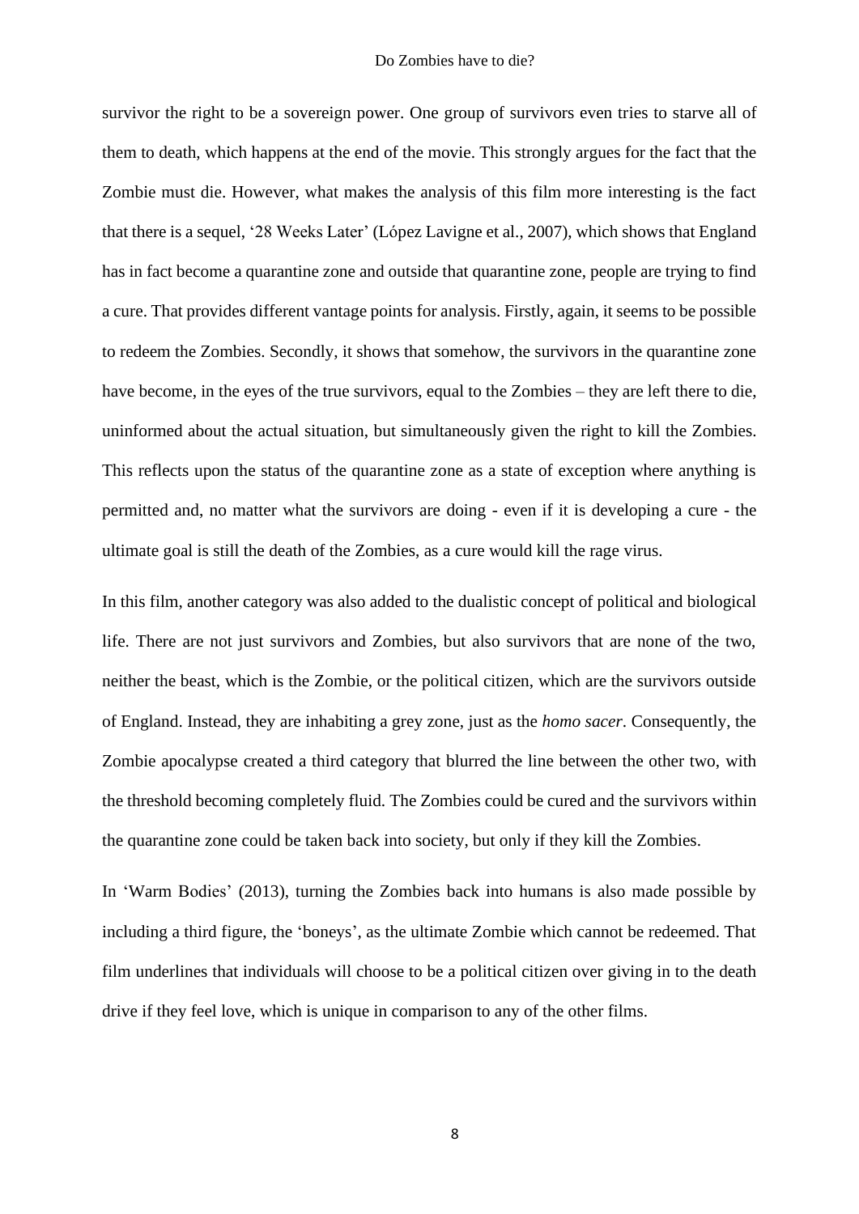survivor the right to be a sovereign power. One group of survivors even tries to starve all of them to death, which happens at the end of the movie. This strongly argues for the fact that the Zombie must die. However, what makes the analysis of this film more interesting is the fact that there is a sequel, '28 Weeks Later' (López Lavigne et al., 2007), which shows that England has in fact become a quarantine zone and outside that quarantine zone, people are trying to find a cure. That provides different vantage points for analysis. Firstly, again, it seems to be possible to redeem the Zombies. Secondly, it shows that somehow, the survivors in the quarantine zone have become, in the eyes of the true survivors, equal to the Zombies – they are left there to die, uninformed about the actual situation, but simultaneously given the right to kill the Zombies. This reflects upon the status of the quarantine zone as a state of exception where anything is permitted and, no matter what the survivors are doing - even if it is developing a cure - the ultimate goal is still the death of the Zombies, as a cure would kill the rage virus.

In this film, another category was also added to the dualistic concept of political and biological life. There are not just survivors and Zombies, but also survivors that are none of the two, neither the beast, which is the Zombie, or the political citizen, which are the survivors outside of England. Instead, they are inhabiting a grey zone, just as the *homo sacer*. Consequently, the Zombie apocalypse created a third category that blurred the line between the other two, with the threshold becoming completely fluid. The Zombies could be cured and the survivors within the quarantine zone could be taken back into society, but only if they kill the Zombies.

In 'Warm Bodies' (2013), turning the Zombies back into humans is also made possible by including a third figure, the 'boneys', as the ultimate Zombie which cannot be redeemed. That film underlines that individuals will choose to be a political citizen over giving in to the death drive if they feel love, which is unique in comparison to any of the other films.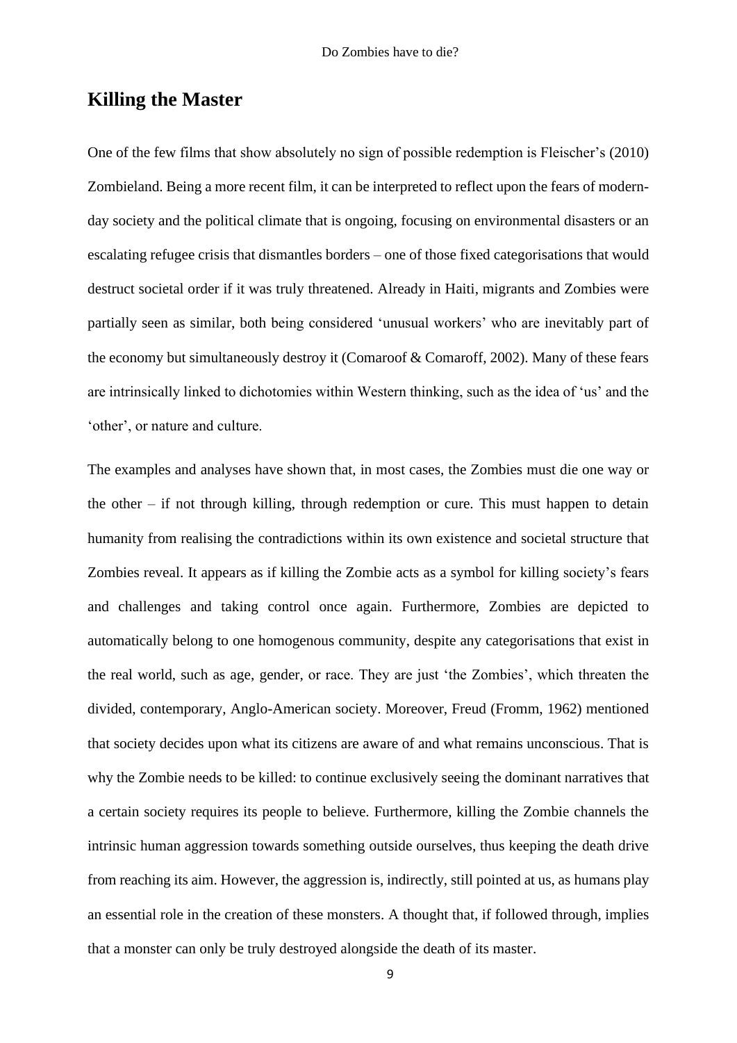## Killing the Master

One of the few films that show absolutely no sign of possible redemption is Fleischer's (2010) Zombieland. Being a more recent film, it can be interpreted to reflect upon the fears of modern-day society and the political climate that is ongoing, focusing on environmental disasters or an escalating refugee crisis that dismantles borders – one of those fixed categorisations that would destruct societal order if it was truly threatened. Already in Haiti, migrants and Zombies were partially seen as similar, both being considered 'unusual workers' who are inevitably part of the economy but simultaneously destroy it (Comaroof & Comaroff, 2002). Many of these fears are intrinsically linked to dichotomies within Western thinking, such as the idea of 'us' and the 'other', or nature and culture.

The examples and analyses have shown that, in most cases, the Zombies must die one way or the other – if not through killing, through redemption or cure. This must happen to detain humanity from realising the contradictions within its own existence and societal structure that Zombies reveal. It appears as if killing the Zombie acts as a symbol for killing society's fears and challenges and taking control once again. Furthermore, Zombies are depicted to automatically belong to one homogenous community, despite any categorisations that exist in the real world, such as age, gender, or race. They are just 'the Zombies', which threaten the divided, contemporary, Anglo-American society. Moreover, Freud (Fromm, 1962) mentioned that society decides upon what its citizens are aware of and what remains unconscious. That is why the Zombie needs to be killed: to continue exclusively seeing the dominant narratives that a certain society requires its people to believe. Furthermore, killing the Zombie channels the intrinsic human aggression towards something outside ourselves, thus keeping the death drive from reaching its aim. However, the aggression is, indirectly, still pointed at us, as humans play an essential role in the creation of these monsters. A thought that, if followed through, implies that a monster can only be truly destroyed alongside the death of its master.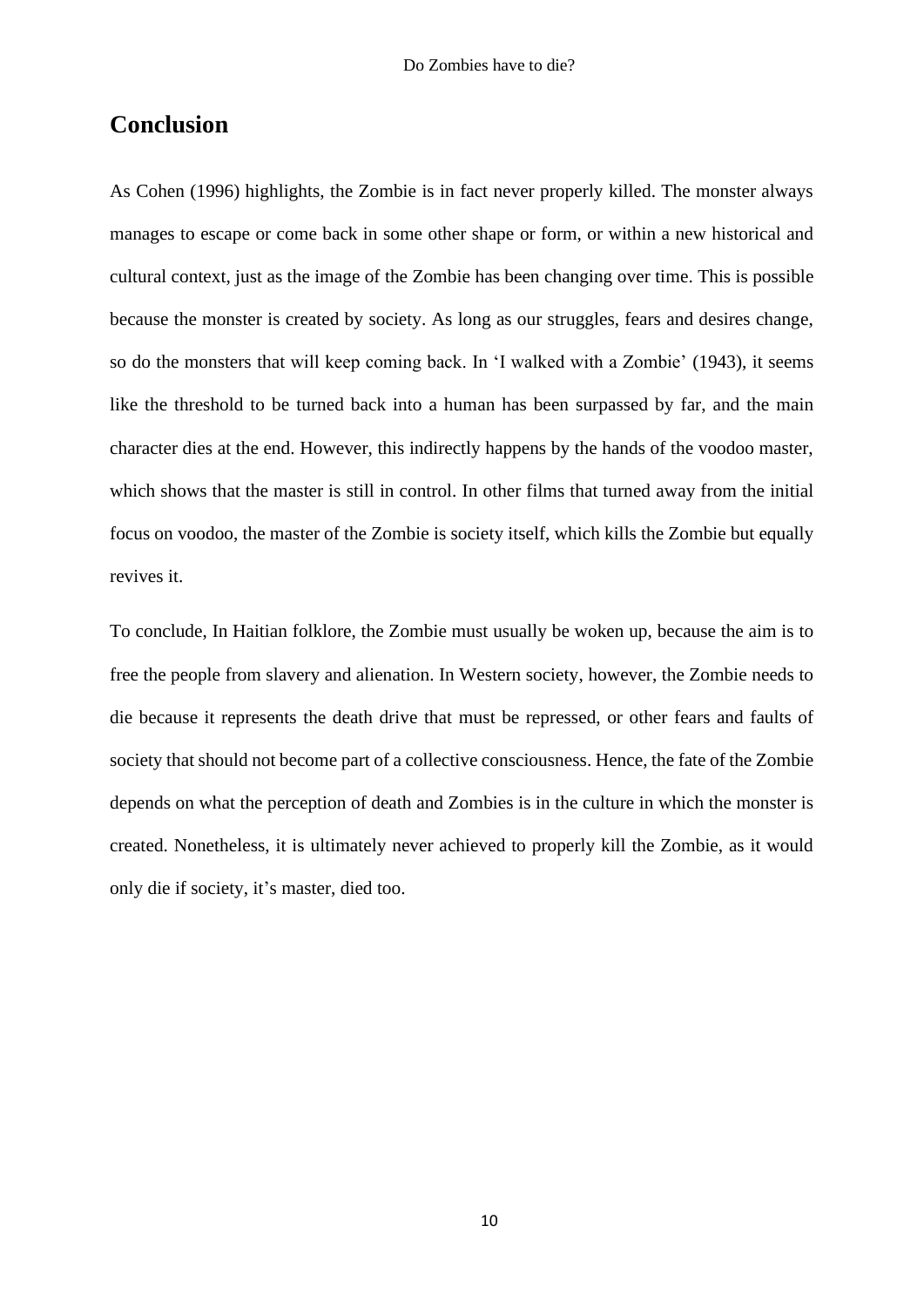## Conclusion

As Cohen (1996) highlights, the Zombie is in fact never properly killed. The monster always manages to escape or come back in some other shape or form, or within a new historical and cultural context, just as the image of the Zombie has been changing over time. This is possible because the monster is created by society. As long as our struggles, fears and desires change, so do the monsters that will keep coming back. In 'I walked with a Zombie' (1943), it seems like the threshold to be turned back into a human has been surpassed by far, and the main character dies at the end. However, this indirectly happens by the hands of the voodoo master, which shows that the master is still in control. In other films that turned away from the initial focus on voodoo, the master of the Zombie is society itself, which kills the Zombie but equally revives it.

To conclude, In Haitian folklore, the Zombie must usually be woken up, because the aim is to free the people from slavery and alienation. In Western society, however, the Zombie needs to die because it represents the death drive that must be repressed, or other fears and faults of society that should not become part of a collective consciousness. Hence, the fate of the Zombie depends on what the perception of death and Zombies is in the culture in which the monster is created. Nonetheless, it is ultimately never achieved to properly kill the Zombie, as it would only die if society, it's master, died too.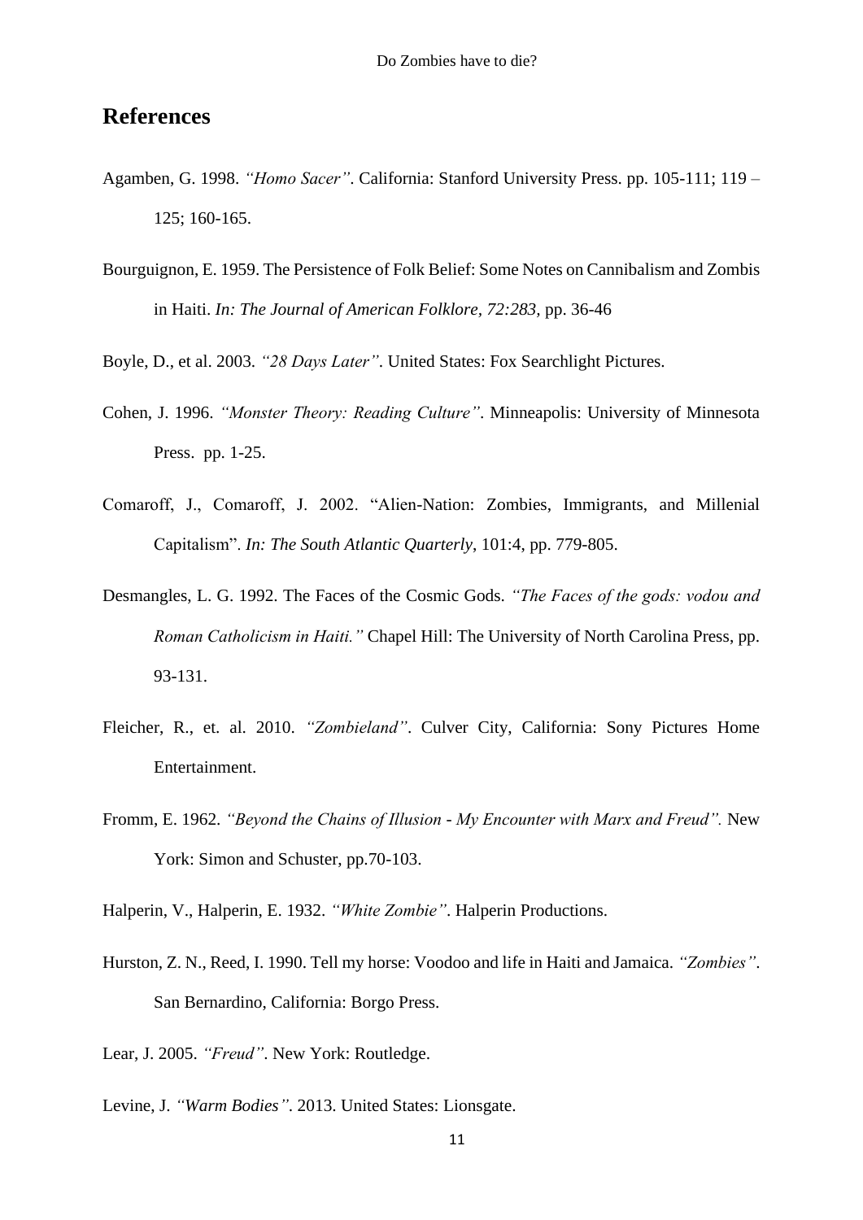## References

Agamben, G. 1998. *"Homo Sacer"*. California: Stanford University Press. pp. 105-111; 119 – 125; 160-165.

Bourguignon, E. 1959. The Persistence of Folk Belief: Some Notes on Cannibalism and Zombis in Haiti. *In: The Journal of American Folklore*, *72:283*, pp. 36-46

Boyle, D., et al. 2003. *"28 Days Later"*. United States: Fox Searchlight Pictures.

Cohen, J. 1996. *"Monster Theory: Reading Culture"*. Minneapolis: University of Minnesota Press. pp. 1-25.

Comaroff, J., Comaroff, J. 2002. "Alien-Nation: Zombies, Immigrants, and Millenial Capitalism". *In: The South Atlantic Quarterly*, 101:4, pp. 779-805.

Desmangles, L. G. 1992. The Faces of the Cosmic Gods. *"The Faces of the gods: vodou and Roman Catholicism in Haiti."* Chapel Hill: The University of North Carolina Press, pp. 93-131.

Fleicher, R., et. al. 2010. *"Zombieland"*. Culver City, California: Sony Pictures Home Entertainment.

Fromm, E. 1962. *"Beyond the Chains of Illusion - My Encounter with Marx and Freud".* New York: Simon and Schuster, pp.70-103.

Halperin, V., Halperin, E. 1932. *"White Zombie"*. Halperin Productions.

Hurston, Z. N., Reed, I. 1990. Tell my horse: Voodoo and life in Haiti and Jamaica. *"Zombies"*. San Bernardino, California: Borgo Press.

Lear, J. 2005. *"Freud"*. New York: Routledge.

Levine, J. *"Warm Bodies"*. 2013. United States: Lionsgate.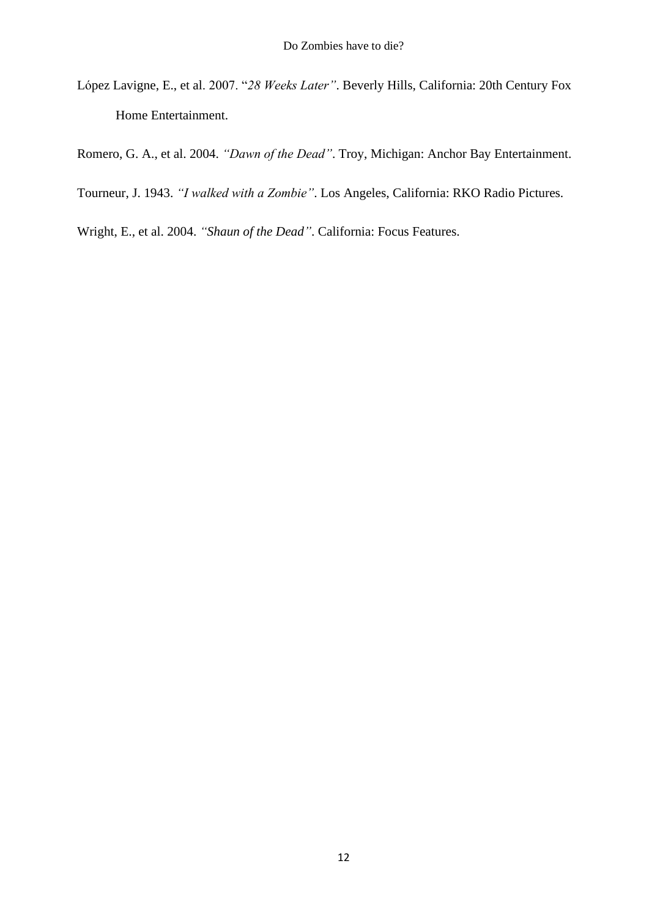López Lavigne, E., et al. 2007. "*28 Weeks Later*". Beverly Hills, California: 20th Century Fox Home Entertainment.

Romero, G. A., et al. 2004. *"Dawn of the Dead"*. Troy, Michigan: Anchor Bay Entertainment.

Tourneur, J. 1943. *"I walked with a Zombie"*. Los Angeles, California: RKO Radio Pictures.

Wright, E., et al. 2004. *"Shaun of the Dead"*. California: Focus Features.